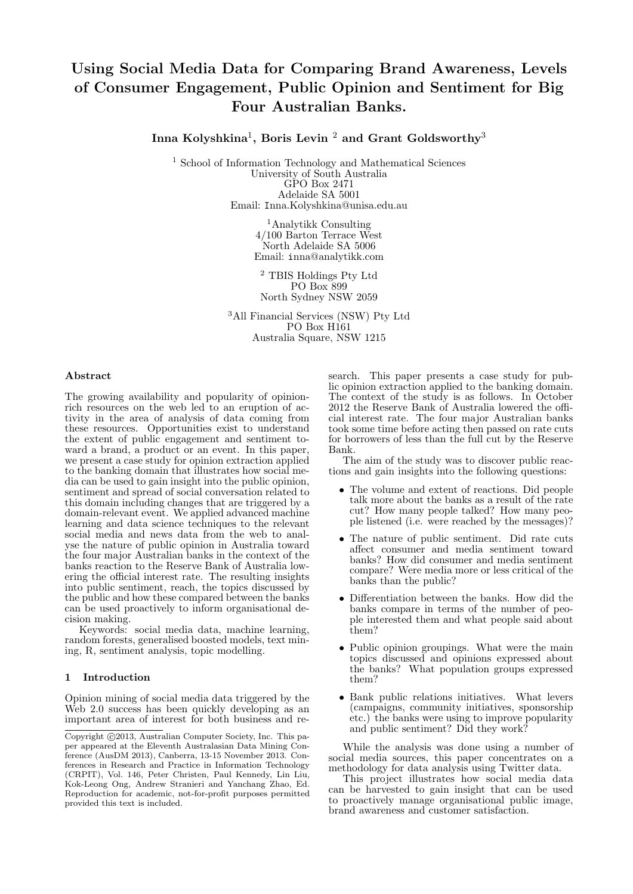# Using Social Media Data for Comparing Brand Awareness, Levels of Consumer Engagement, Public Opinion and Sentiment for Big Four Australian Banks.

**Inna Kolyshkina[1], Boris Levin [2] and Grant Goldsworthy[3]**

[1] School of Information Technology and Mathematical Sciences
University of South Australia
GPO Box 2471
Adelaide SA 5001
Email: Inna.Kolyshkina@unisa.edu.au

[1]Analytikk Consulting
4/100 Barton Terrace West
North Adelaide SA 5006
Email: inna@analytikk.com

[2] TBIS Holdings Pty Ltd
PO Box 899
North Sydney NSW 2059

[3]All Financial Services (NSW) Pty Ltd
PO Box H161
Australia Square, NSW 1215

### Abstract

The growing availability and popularity of opinion-rich resources on the web led to an eruption of activity in the area of analysis of data coming from these resources. Opportunities exist to understand the extent of public engagement and sentiment toward a brand, a product or an event. In this paper, we present a case study for opinion extraction applied to the banking domain that illustrates how social media can be used to gain insight into the public opinion, sentiment and spread of social conversation related to this domain including changes that are triggered by a domain-relevant event. We applied advanced machine learning and data science techniques to the relevant social media and news data from the web to analyse the nature of public opinion in Australia toward the four major Australian banks in the context of the banks reaction to the Reserve Bank of Australia lowering the official interest rate. The resulting insights into public sentiment, reach, the topics discussed by the public and how these compared between the banks can be used proactively to inform organisational decision making.

Keywords: social media data, machine learning, random forests, generalised boosted models, text mining, R, sentiment analysis, topic modelling.

## 1 Introduction

Opinion mining of social media data triggered by the Web 2.0 success has been quickly developing as an important area of interest for both business and research. This paper presents a case study for public opinion extraction applied to the banking domain. The context of the study is as follows. In October 2012 the Reserve Bank of Australia lowered the official interest rate. The four major Australian banks took some time before acting then passed on rate cuts for borrowers of less than the full cut by the Reserve Bank.

The aim of the study was to discover public reactions and gain insights into the following questions:

- The volume and extent of reactions. Did people talk more about the banks as a result of the rate cut? How many people talked? How many people listened (i.e. were reached by the messages)?
- The nature of public sentiment. Did rate cuts affect consumer and media sentiment toward banks? How did consumer and media sentiment compare? Were media more or less critical of the banks than the public?
- Differentiation between the banks. How did the banks compare in terms of the number of people interested them and what people said about them?
- Public opinion groupings. What were the main topics discussed and opinions expressed about the banks? What population groups expressed them?
- Bank public relations initiatives. What levers (campaigns, community initiatives, sponsorship etc.) the banks were using to improve popularity and public sentiment? Did they work?

While the analysis was done using a number of social media sources, this paper concentrates on a methodology for data analysis using Twitter data.

This project illustrates how social media data can be harvested to gain insight that can be used to proactively manage organisational public image, brand awareness and customer satisfaction.

Copyright ©2013, Australian Computer Society, Inc. This paper appeared at the Eleventh Australasian Data Mining Conference (AusDM 2013), Canberra, 13-15 November 2013. Conferences in Research and Practice in Information Technology (CRPIT), Vol. 146, Peter Christen, Paul Kennedy, Lin Liu, Kok-Leong Ong, Andrew Stranieri and Yanchang Zhao, Ed. Reproduction for academic, not-for-profit purposes permitted provided this text is included.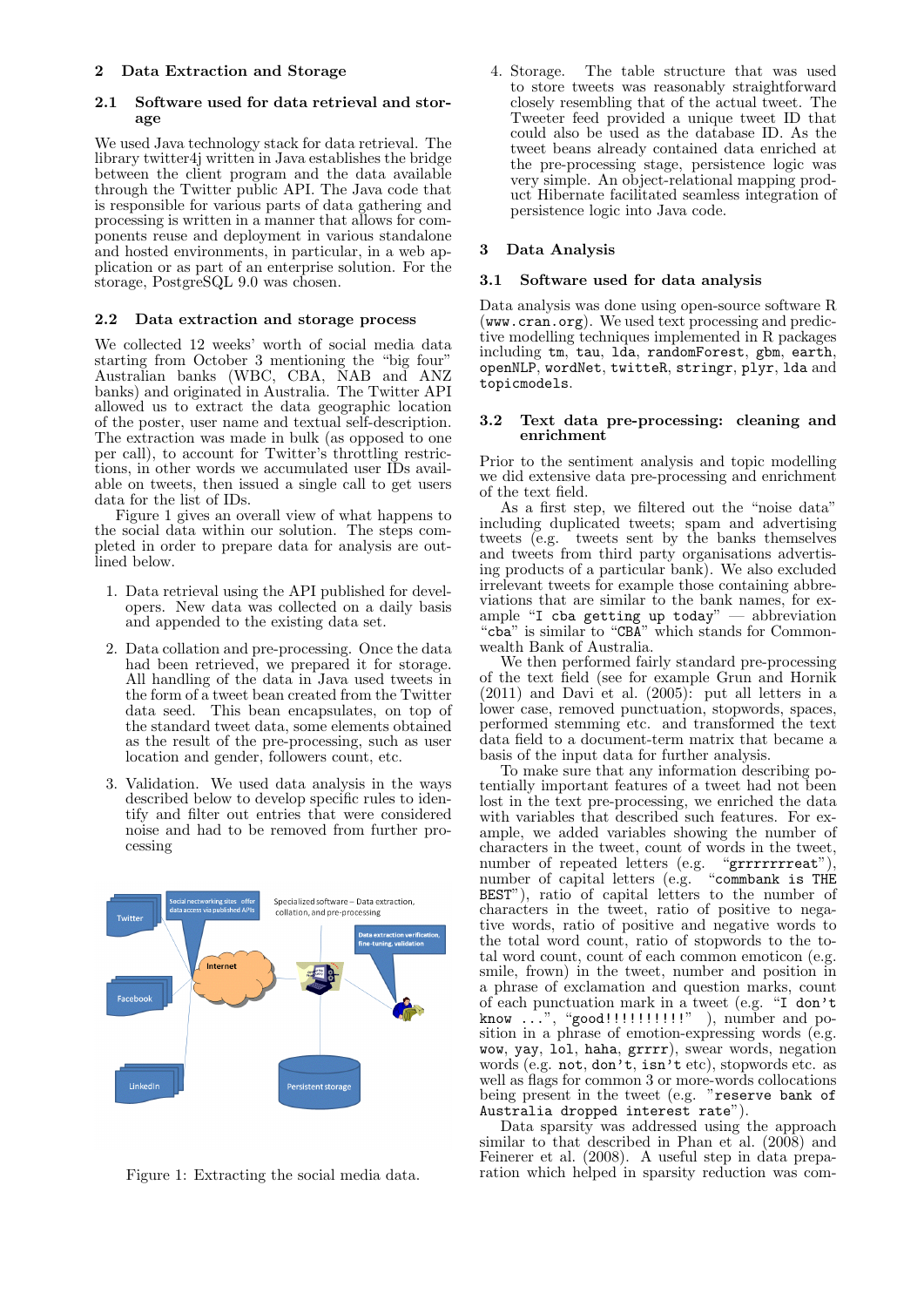## 2 Data Extraction and Storage

### 2.1 Software used for data retrieval and storage

We used Java technology stack for data retrieval. The library twitter4j written in Java establishes the bridge between the client program and the data available through the Twitter public API. The Java code that is responsible for various parts of data gathering and processing is written in a manner that allows for components reuse and deployment in various standalone and hosted environments, in particular, in a web application or as part of an enterprise solution. For the storage, PostgreSQL 9.0 was chosen.

### 2.2 Data extraction and storage process

We collected 12 weeks' worth of social media data starting from October 3 mentioning the "big four" Australian banks (WBC, CBA, NAB and ANZ banks) and originated in Australia. The Twitter API allowed us to extract the data geographic location of the poster, user name and textual self-description. The extraction was made in bulk (as opposed to one per call), to account for Twitter's throttling restrictions, in other words we accumulated user IDs available on tweets, then issued a single call to get users data for the list of IDs.

Figure 1 gives an overall view of what happens to the social data within our solution. The steps completed in order to prepare data for analysis are outlined below.

1. Data retrieval using the API published for developers. New data was collected on a daily basis and appended to the existing data set.

2. Data collation and pre-processing. Once the data had been retrieved, we prepared it for storage. All handling of the data in Java used tweets in the form of a tweet bean created from the Twitter data seed. This bean encapsulates, on top of the standard tweet data, some elements obtained as the result of the pre-processing, such as user location and gender, followers count, etc.

3. Validation. We used data analysis in the ways described below to develop specific rules to identify and filter out entries that were considered noise and had to be removed from further processing

Twitter

Social nectworking sites offer data access via published APIs

Specialized software – Data extraction, collation, and pre-processing

Internet

Data extraction verification, fine-tuning, validation

Facebook

Linkedin

Persistent storage

Figure 1: Extracting the social media data.

4. Storage. The table structure that was used to store tweets was reasonably straightforward closely resembling that of the actual tweet. The Tweeter feed provided a unique tweet ID that could also be used as the database ID. As the tweet beans already contained data enriched at the pre-processing stage, persistence logic was very simple. An object-relational mapping product Hibernate facilitated seamless integration of persistence logic into Java code.

## 3 Data Analysis

### 3.1 Software used for data analysis

Data analysis was done using open-source software R (`www.cran.org`). We used text processing and predictive modelling techniques implemented in R packages including `tm`, `tau`, `lda`, `randomForest`, `gbm`, `earth`, `openNLP`, `wordNet`, `twitteR`, `stringr`, `plyr`, `lda` and `topicmodels`.

### 3.2 Text data pre-processing: cleaning and enrichment

Prior to the sentiment analysis and topic modelling we did extensive data pre-processing and enrichment of the text field.

As a first step, we filtered out the "noise data" including duplicated tweets; spam and advertising tweets (e.g. tweets sent by the banks themselves and tweets from third party organisations advertising products of a particular bank). We also excluded irrelevant tweets for example those containing abbreviations that are similar to the bank names, for example "`I cba getting up today`" — abbreviation "`cba`" is similar to "`CBA`" which stands for Commonwealth Bank of Australia.

We then performed fairly standard pre-processing of the text field (see for example Grun and Hornik (2011) and Davi et al. (2005): put all letters in a lower case, removed punctuation, stopwords, spaces, performed stemming etc. and transformed the text data field to a document-term matrix that became a basis of the input data for further analysis.

To make sure that any information describing potentially important features of a tweet had not been lost in the text pre-processing, we enriched the data with variables that described such features. For example, we added variables showing the number of characters in the tweet, count of words in the tweet, number of repeated letters (e.g. "`grrrrrrreat`"), number of capital letters (e.g. "`commbank is THE BEST`"), ratio of capital letters to the number of characters in the tweet, ratio of positive to negative words, ratio of positive and negative words to the total word count, ratio of stopwords to the total word count, count of each common emoticon (e.g. smile, frown) in the tweet, number and position in a phrase of exclamation and question marks, count of each punctuation mark in a tweet (e.g. "`I don't know ...`", "`good!!!!!!!!!!`" ), number and position in a phrase of emotion-expressing words (e.g. `wow`, `yay`, `lol`, `haha`, `grrrr`), swear words, negation words (e.g. `not`, `don't`, `isn't` etc), stopwords etc. as well as flags for common 3 or more-words collocations being present in the tweet (e.g. "`reserve bank of Australia dropped interest rate`").

Data sparsity was addressed using the approach similar to that described in Phan et al. (2008) and Feinerer et al. (2008). A useful step in data preparation which helped in sparsity reduction was com-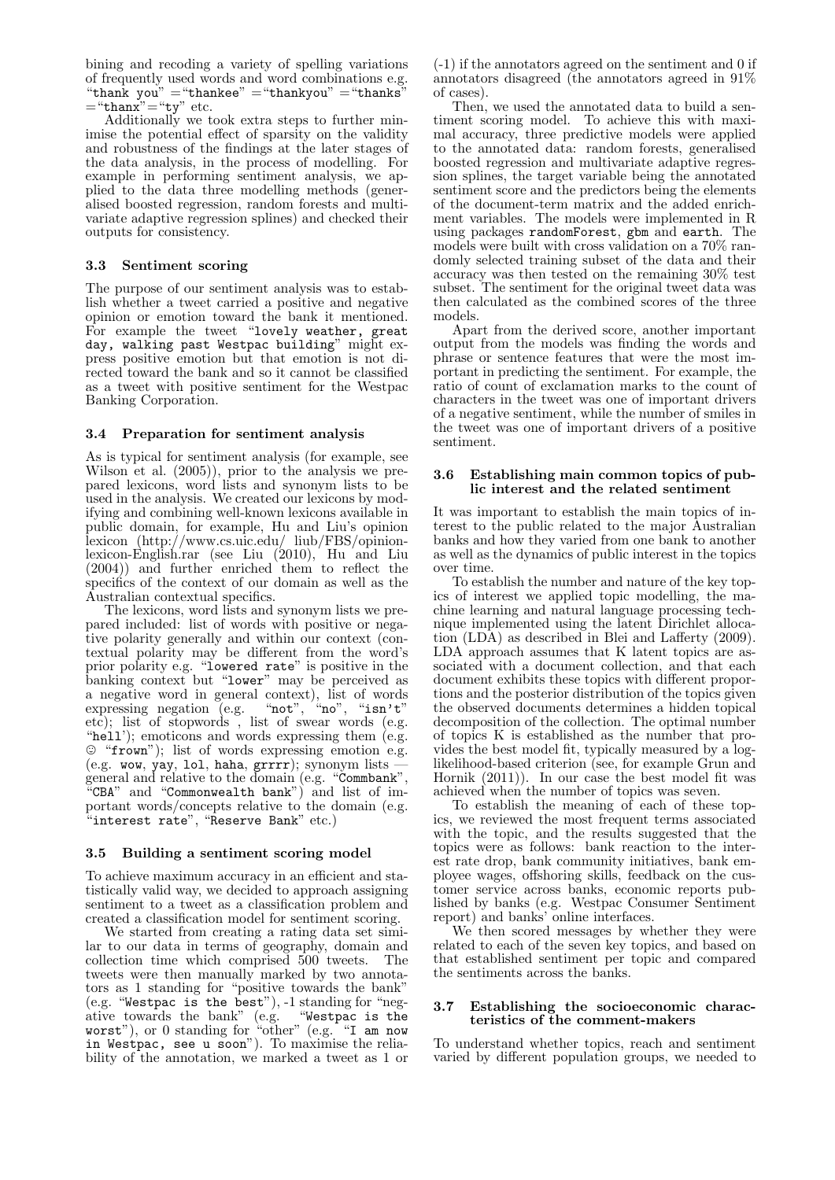bining and recoding a variety of spelling variations of frequently used words and word combinations e.g. "thank you" ="thankee" ="thankyou" ="thanks" ="thanx"="ty" etc.

Additionally we took extra steps to further minimise the potential effect of sparsity on the validity and robustness of the findings at the later stages of the data analysis, in the process of modelling. For example in performing sentiment analysis, we applied to the data three modelling methods (generalised boosted regression, random forests and multivariate adaptive regression splines) and checked their outputs for consistency.

### 3.3 Sentiment scoring

The purpose of our sentiment analysis was to establish whether a tweet carried a positive and negative opinion or emotion toward the bank it mentioned. For example the tweet "lovely weather, great day, walking past Westpac building" might express positive emotion but that emotion is not directed toward the bank and so it cannot be classified as a tweet with positive sentiment for the Westpac Banking Corporation.

### 3.4 Preparation for sentiment analysis

As is typical for sentiment analysis (for example, see Wilson et al. (2005)), prior to the analysis we prepared lexicons, word lists and synonym lists to be used in the analysis. We created our lexicons by modifying and combining well-known lexicons available in public domain, for example, Hu and Liu's opinion lexicon (http://www.cs.uic.edu/ liub/FBS/opinion-lexicon-English.rar (see Liu (2010), Hu and Liu (2004)) and further enriched them to reflect the specifics of the context of our domain as well as the Australian contextual specifics.

The lexicons, word lists and synonym lists we prepared included: list of words with positive or negative polarity generally and within our context (contextual polarity may be different from the word's prior polarity e.g. "lowered rate" is positive in the banking context but "lower" may be perceived as a negative word in general context), list of words expressing negation (e.g. "not", "no", "isn't" etc); list of stopwords , list of swear words (e.g. "hell'); emoticons and words expressing them (e.g. ☹ "frown"); list of words expressing emotion e.g. (e.g. wow, yay, lol, haha, grrrr); synonym lists — general and relative to the domain (e.g. "Commbank", "CBA" and "Commonwealth bank") and list of important words/concepts relative to the domain (e.g. "interest rate", "Reserve Bank" etc.)

### 3.5 Building a sentiment scoring model

To achieve maximum accuracy in an efficient and statistically valid way, we decided to approach assigning sentiment to a tweet as a classification problem and created a classification model for sentiment scoring.

We started from creating a rating data set similar to our data in terms of geography, domain and collection time which comprised 500 tweets. The tweets were then manually marked by two annotators as 1 standing for "positive towards the bank" (e.g. "Westpac is the best"), -1 standing for "negative towards the bank" (e.g. "Westpac is the worst"), or 0 standing for "other" (e.g. "I am now in Westpac, see u soon"). To maximise the reliability of the annotation, we marked a tweet as 1 or (-1) if the annotators agreed on the sentiment and 0 if annotators disagreed (the annotators agreed in 91% of cases).

Then, we used the annotated data to build a sentiment scoring model. To achieve this with maximal accuracy, three predictive models were applied to the annotated data: random forests, generalised boosted regression and multivariate adaptive regression splines, the target variable being the annotated sentiment score and the predictors being the elements of the document-term matrix and the added enrichment variables. The models were implemented in R using packages randomForest, gbm and earth. The models were built with cross validation on a 70% randomly selected training subset of the data and their accuracy was then tested on the remaining 30% test subset. The sentiment for the original tweet data was then calculated as the combined scores of the three models.

Apart from the derived score, another important output from the models was finding the words and phrase or sentence features that were the most important in predicting the sentiment. For example, the ratio of count of exclamation marks to the count of characters in the tweet was one of important drivers of a negative sentiment, while the number of smiles in the tweet was one of important drivers of a positive sentiment.

### 3.6 Establishing main common topics of public interest and the related sentiment

It was important to establish the main topics of interest to the public related to the major Australian banks and how they varied from one bank to another as well as the dynamics of public interest in the topics over time.

To establish the number and nature of the key topics of interest we applied topic modelling, the machine learning and natural language processing technique implemented using the latent Dirichlet allocation (LDA) as described in Blei and Lafferty (2009). LDA approach assumes that K latent topics are associated with a document collection, and that each document exhibits these topics with different proportions and the posterior distribution of the topics given the observed documents determines a hidden topical decomposition of the collection. The optimal number of topics K is established as the number that provides the best model fit, typically measured by a log-likelihood-based criterion (see, for example Grun and Hornik (2011)). In our case the best model fit was achieved when the number of topics was seven.

To establish the meaning of each of these topics, we reviewed the most frequent terms associated with the topic, and the results suggested that the topics were as follows: bank reaction to the interest rate drop, bank community initiatives, bank employee wages, offshoring skills, feedback on the customer service across banks, economic reports published by banks (e.g. Westpac Consumer Sentiment report) and banks' online interfaces.

We then scored messages by whether they were related to each of the seven key topics, and based on that established sentiment per topic and compared the sentiments across the banks.

### 3.7 Establishing the socioeconomic characteristics of the comment-makers

To understand whether topics, reach and sentiment varied by different population groups, we needed to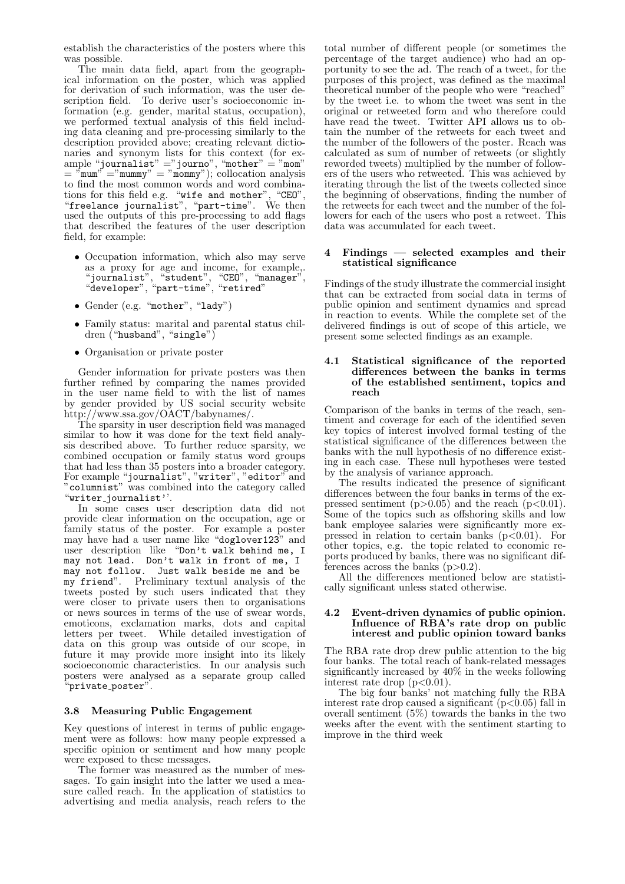establish the characteristics of the posters where this was possible.

The main data field, apart from the geographical information on the poster, which was applied for derivation of such information, was the user description field. To derive user's socioeconomic information (e.g. gender, marital status, occupation), we performed textual analysis of this field including data cleaning and pre-processing similarly to the description provided above; creating relevant dictionaries and synonym lists for this context (for example "journalist" ="journo", "mother" = "mom" = "mum" ="mummy" = "mommy"); collocation analysis to find the most common words and word combinations for this field e.g. "wife and mother", "CEO", "freelance journalist", "part-time". We then used the outputs of this pre-processing to add flags that described the features of the user description field, for example:

- Occupation information, which also may serve as a proxy for age and income, for example,. "journalist", "student", "CEO", "manager", "developer", "part-time", "retired"
- Gender (e.g. "mother", "lady")
- Family status: marital and parental status children ("husband", "single")
- Organisation or private poster

Gender information for private posters was then further refined by comparing the names provided in the user name field to with the list of names by gender provided by US social security website http://www.ssa.gov/OACT/babynames/.

The sparsity in user description field was managed similar to how it was done for the text field analysis described above. To further reduce sparsity, we combined occupation or family status word groups that had less than 35 posters into a broader category. For example "journalist", "writer", "editor" and "columnist" was combined into the category called "writer_journalist''.

In some cases user description data did not provide clear information on the occupation, age or family status of the poster. For example a poster may have had a user name like "doglover123" and user description like "Don't walk behind me, I may not lead. Don't walk in front of me, I may not follow. Just walk beside me and be my friend". Preliminary textual analysis of the tweets posted by such users indicated that they were closer to private users then to organisations or news sources in terms of the use of swear words, emoticons, exclamation marks, dots and capital letters per tweet. While detailed investigation of data on this group was outside of our scope, in future it may provide more insight into its likely socioeconomic characteristics. In our analysis such posters were analysed as a separate group called "private_poster".

### 3.8 Measuring Public Engagement

Key questions of interest in terms of public engagement were as follows: how many people expressed a specific opinion or sentiment and how many people were exposed to these messages.

The former was measured as the number of messages. To gain insight into the latter we used a measure called reach. In the application of statistics to advertising and media analysis, reach refers to the total number of different people (or sometimes the percentage of the target audience) who had an opportunity to see the ad. The reach of a tweet, for the purposes of this project, was defined as the maximal theoretical number of the people who were "reached" by the tweet i.e. to whom the tweet was sent in the original or retweeted form and who therefore could have read the tweet. Twitter API allows us to obtain the number of the retweets for each tweet and the number of the followers of the poster. Reach was calculated as sum of number of retweets (or slightly reworded tweets) multiplied by the number of followers of the users who retweeted. This was achieved by iterating through the list of the tweets collected since the beginning of observations, finding the number of the retweets for each tweet and the number of the followers for each of the users who post a retweet. This data was accumulated for each tweet.

## 4 Findings — selected examples and their statistical significance

Findings of the study illustrate the commercial insight that can be extracted from social data in terms of public opinion and sentiment dynamics and spread in reaction to events. While the complete set of the delivered findings is out of scope of this article, we present some selected findings as an example.

### 4.1 Statistical significance of the reported differences between the banks in terms of the established sentiment, topics and reach

Comparison of the banks in terms of the reach, sentiment and coverage for each of the identified seven key topics of interest involved formal testing of the statistical significance of the differences between the banks with the null hypothesis of no difference existing in each case. These null hypotheses were tested by the analysis of variance approach.

The results indicated the presence of significant differences between the four banks in terms of the expressed sentiment ($p>0.05$) and the reach ($p<0.01$). Some of the topics such as offshoring skills and low bank employee salaries were significantly more expressed in relation to certain banks ($p<0.01$). For other topics, e.g. the topic related to economic reports produced by banks, there was no significant differences across the banks ($p>0.2$).

All the differences mentioned below are statistically significant unless stated otherwise.

### 4.2 Event-driven dynamics of public opinion. Influence of RBA's rate drop on public interest and public opinion toward banks

The RBA rate drop drew public attention to the big four banks. The total reach of bank-related messages significantly increased by 40% in the weeks following interest rate drop ($p<0.01$).

The big four banks' not matching fully the RBA interest rate drop caused a significant ($p<0.05$) fall in overall sentiment (5%) towards the banks in the two weeks after the event with the sentiment starting to improve in the third week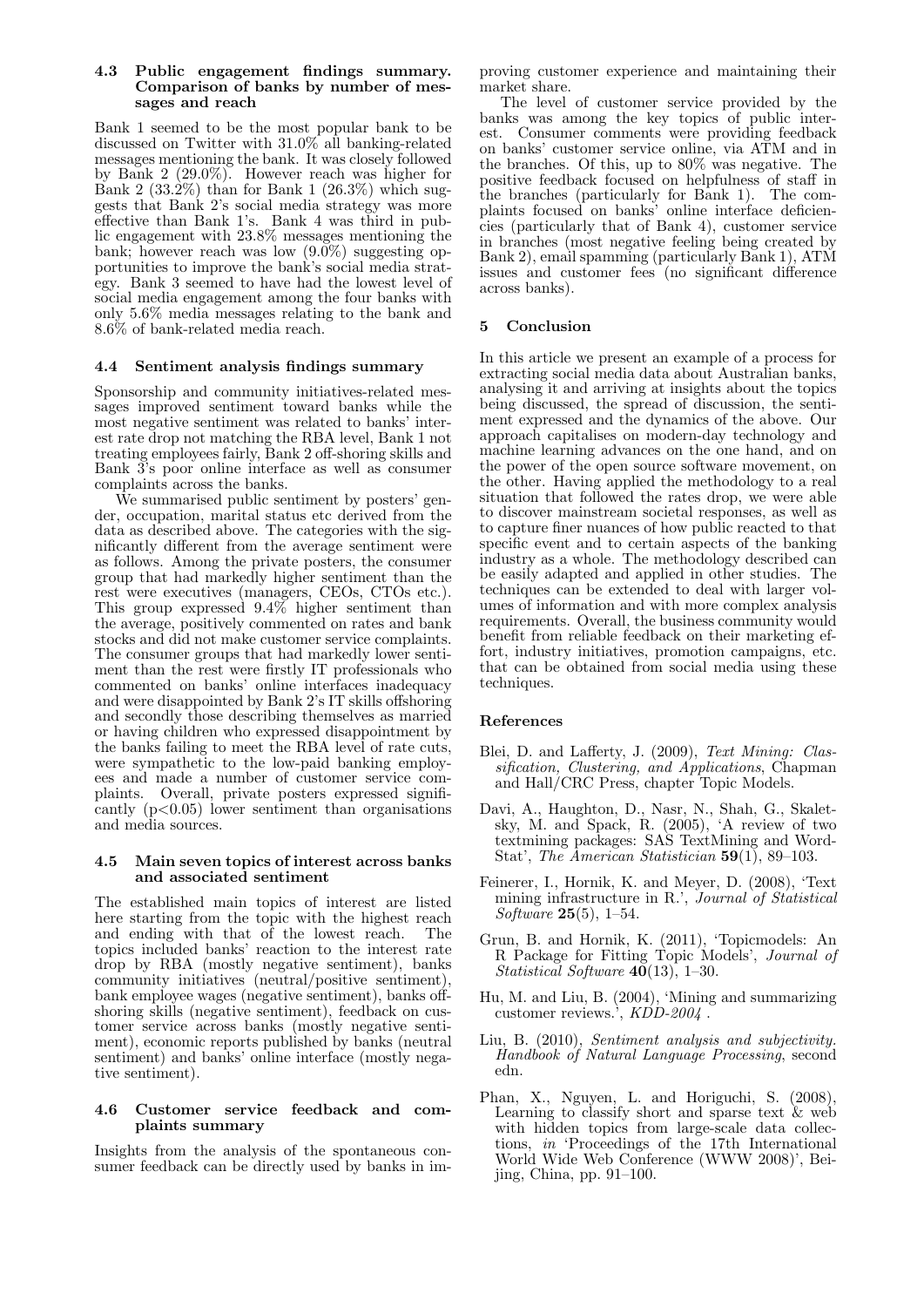### 4.3 Public engagement findings summary. Comparison of banks by number of messages and reach

Bank 1 seemed to be the most popular bank to be discussed on Twitter with 31.0% all banking-related messages mentioning the bank. It was closely followed by Bank 2 (29.0%). However reach was higher for Bank 2 (33.2%) than for Bank 1 (26.3%) which suggests that Bank 2's social media strategy was more effective than Bank 1's. Bank 4 was third in public engagement with 23.8% messages mentioning the bank; however reach was low (9.0%) suggesting opportunities to improve the bank's social media strategy. Bank 3 seemed to have had the lowest level of social media engagement among the four banks with only 5.6% media messages relating to the bank and 8.6% of bank-related media reach.

### 4.4 Sentiment analysis findings summary

Sponsorship and community initiatives-related messages improved sentiment toward banks while the most negative sentiment was related to banks' interest rate drop not matching the RBA level, Bank 1 not treating employees fairly, Bank 2 off-shoring skills and Bank 3's poor online interface as well as consumer complaints across the banks.

We summarised public sentiment by posters' gender, occupation, marital status etc derived from the data as described above. The categories with the significantly different from the average sentiment were as follows. Among the private posters, the consumer group that had markedly higher sentiment than the rest were executives (managers, CEOs, CTOs etc.). This group expressed 9.4% higher sentiment than the average, positively commented on rates and bank stocks and did not make customer service complaints. The consumer groups that had markedly lower sentiment than the rest were firstly IT professionals who commented on banks' online interfaces inadequacy and were disappointed by Bank 2's IT skills offshoring and secondly those describing themselves as married or having children who expressed disappointment by the banks failing to meet the RBA level of rate cuts, were sympathetic to the low-paid banking employees and made a number of customer service complaints. Overall, private posters expressed significantly ($p<0.05$) lower sentiment than organisations and media sources.

### 4.5 Main seven topics of interest across banks and associated sentiment

The established main topics of interest are listed here starting from the topic with the highest reach and ending with that of the lowest reach. The topics included banks' reaction to the interest rate drop by RBA (mostly negative sentiment), banks community initiatives (neutral/positive sentiment), bank employee wages (negative sentiment), banks offshoring skills (negative sentiment), feedback on customer service across banks (mostly negative sentiment), economic reports published by banks (neutral sentiment) and banks' online interface (mostly negative sentiment).

### 4.6 Customer service feedback and complaints summary

Insights from the analysis of the spontaneous consumer feedback can be directly used by banks in improving customer experience and maintaining their market share.

The level of customer service provided by the banks was among the key topics of public interest. Consumer comments were providing feedback on banks' customer service online, via ATM and in the branches. Of this, up to 80% was negative. The positive feedback focused on helpfulness of staff in the branches (particularly for Bank 1). The complaints focused on banks' online interface deficiencies (particularly that of Bank 4), customer service in branches (most negative feeling being created by Bank 2), email spamming (particularly Bank 1), ATM issues and customer fees (no significant difference across banks).

## 5 Conclusion

In this article we present an example of a process for extracting social media data about Australian banks, analysing it and arriving at insights about the topics being discussed, the spread of discussion, the sentiment expressed and the dynamics of the above. Our approach capitalises on modern-day technology and machine learning advances on the one hand, and on the power of the open source software movement, on the other. Having applied the methodology to a real situation that followed the rates drop, we were able to discover mainstream societal responses, as well as to capture finer nuances of how public reacted to that specific event and to certain aspects of the banking industry as a whole. The methodology described can be easily adapted and applied in other studies. The techniques can be extended to deal with larger volumes of information and with more complex analysis requirements. Overall, the business community would benefit from reliable feedback on their marketing effort, industry initiatives, promotion campaigns, etc. that can be obtained from social media using these techniques.

## References

Blei, D. and Lafferty, J. (2009), *Text Mining: Classification, Clustering, and Applications*, Chapman and Hall/CRC Press, chapter Topic Models.

Davi, A., Haughton, D., Nasr, N., Shah, G., Skaletsky, M. and Spack, R. (2005), 'A review of two textmining packages: SAS TextMining and WordStat', *The American Statistician* **59**(1), 89–103.

Feinerer, I., Hornik, K. and Meyer, D. (2008), 'Text mining infrastructure in R.', *Journal of Statistical Software* **25**(5), 1–54.

Grun, B. and Hornik, K. (2011), 'Topicmodels: An R Package for Fitting Topic Models', *Journal of Statistical Software* **40**(13), 1–30.

Hu, M. and Liu, B. (2004), 'Mining and summarizing customer reviews.', *KDD-2004* .

Liu, B. (2010), *Sentiment analysis and subjectivity. Handbook of Natural Language Processing*, second edn.

Phan, X., Nguyen, L. and Horiguchi, S. (2008), Learning to classify short and sparse text & web with hidden topics from large-scale data collections, *in* 'Proceedings of the 17th International World Wide Web Conference (WWW 2008)', Beijing, China, pp. 91–100.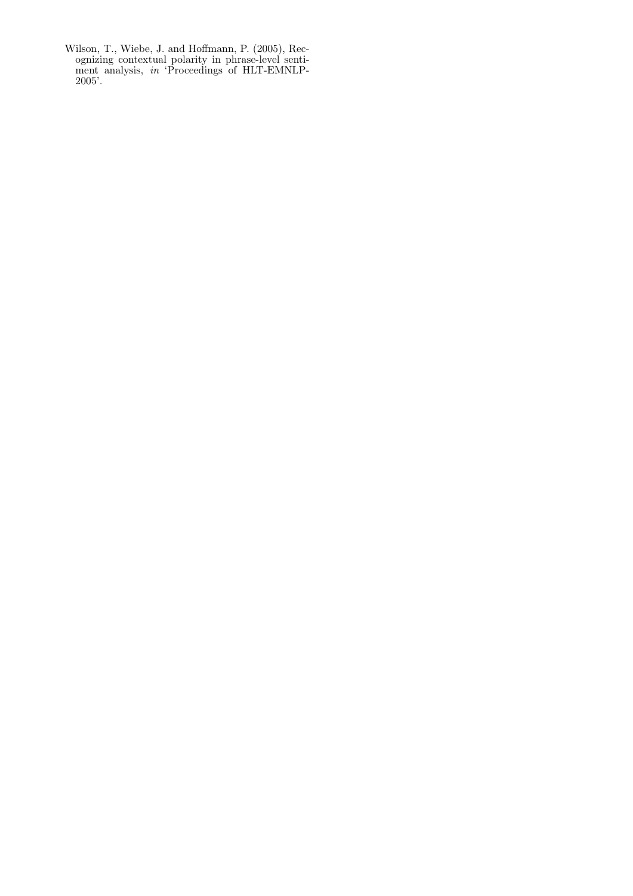Wilson, T., Wiebe, J. and Hoffmann, P. (2005), Recognizing contextual polarity in phrase-level sentiment analysis, *in* 'Proceedings of HLT-EMNLP-2005'.